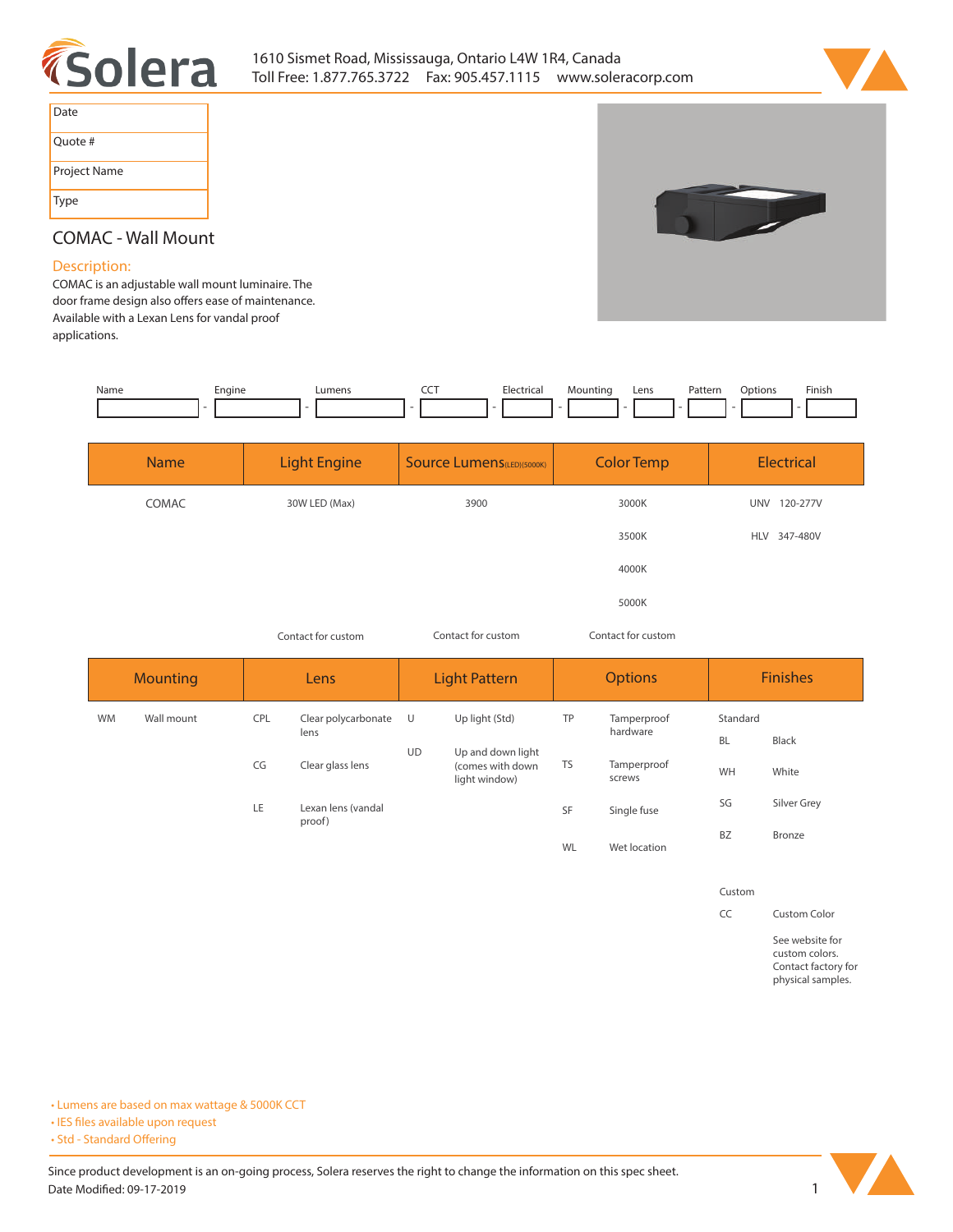Solera

1610 Sismet Road, Mississauga, Ontario L4W 1R4, Canada
Toll Free: 1.877.765.3722 Fax: 905.457.1115 www.soleracorp.com

| Date |
|---|
| Quote # |
| Project Name |
| Type |

## COMAC - Wall Mount

### Description:

COMAC is an adjustable wall mount luminaire. The door frame design also offers ease of maintenance. Available with a Lexan Lens for vandal proof applications.

| Name | Engine | Lumens | CCT | Electrical | Mounting | Lens | Pattern | Options | Finish |
|---|---|---|---|---|---|---|---|---|---|
| | | | | | | | | | |

| Name | Light Engine | Source Lumens (LED)(5000K) | Color Temp | Electrical |
|---|---|---|---|---|
| COMAC | 30W LED (Max) | 3900 | 3000K | UNV 120-277V |
| | | | 3500K | HLV 347-480V |
| | | | 4000K | |
| | | | 5000K | |
| | Contact for custom | Contact for custom | Contact for custom | |

| Mounting | | Lens | | Light Pattern | | Options | | Finishes | |
|---|---|---|---|---|---|---|---|---|---|
| WM | Wall mount | CPL | Clear polycarbonate lens | U | Up light (Std) | TP | Tamperproof hardware | Standard | |
| | | CG | Clear glass lens | UD | Up and down light (comes with down light window) | TS | Tamperproof screws | BL | Black |
| | | LE | Lexan lens (vandal proof) | | | SF | Single fuse | WH | White |
| | | | | | | WL | Wet location | SG | Silver Grey |
| | | | | | | | | BZ | Bronze |
| | | | | | | | | Custom | |
| | | | | | | | | CC | Custom Color |
| | | | | | | | | | See website for custom colors. Contact factory for physical samples. |

- Lumens are based on max wattage & 5000K CCT
- IES files available upon request
- Std - Standard Offering

Since product development is an on-going process, Solera reserves the right to change the information on this spec sheet.
Date Modified: 09-17-2019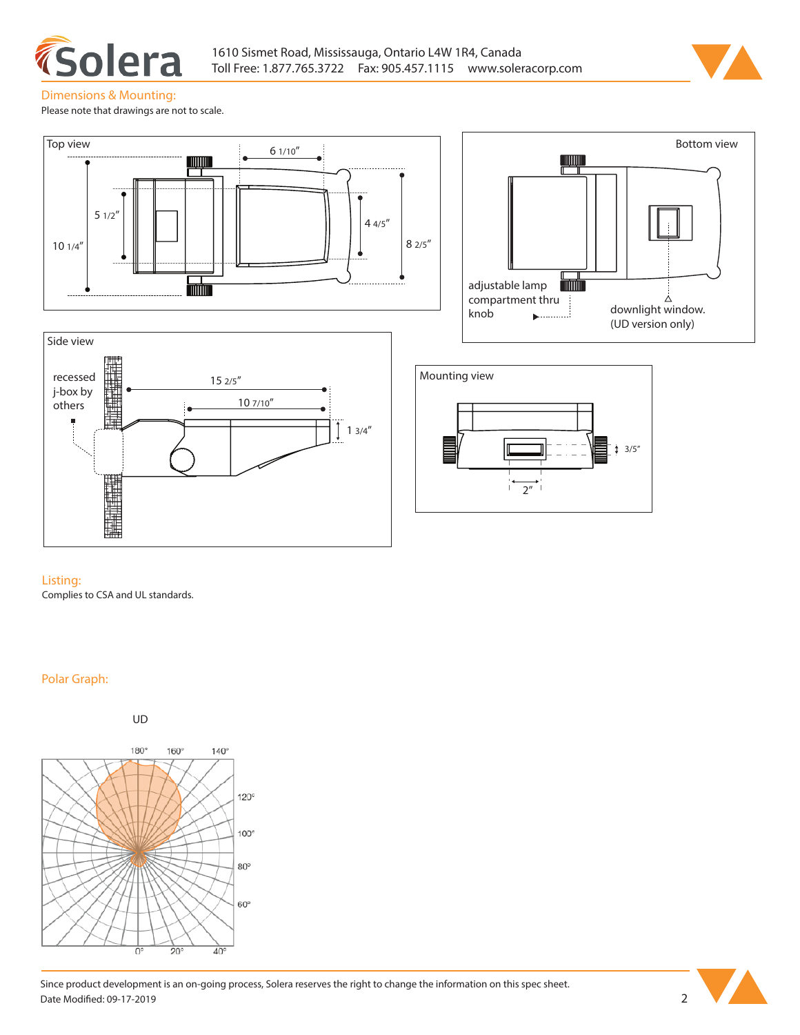Solera

1610 Sismet Road, Mississauga, Ontario L4W 1R4, Canada
Toll Free: 1.877.765.3722 Fax: 905.457.1115 www.soleracorp.com

## Dimensions & Mounting:

Please note that drawings are not to scale.

Top view

6 1/10″
5 1/2″
10 1/4″
4 4/5″
8 2/5″

Bottom view

adjustable lamp compartment thru knob

downlight window. (UD version only)

Side view

recessed j-box by others

15 2/5″
10 7/10″
1 3/4″

Mounting view

3/5″
2″

## Listing:

Complies to CSA and UL standards.

## Polar Graph:

UD

180° 160° 140°
120°
100°
80°
60°
0° 20° 40°

Since product development is an on-going process, Solera reserves the right to change the information on this spec sheet.
Date Modified: 09-17-2019